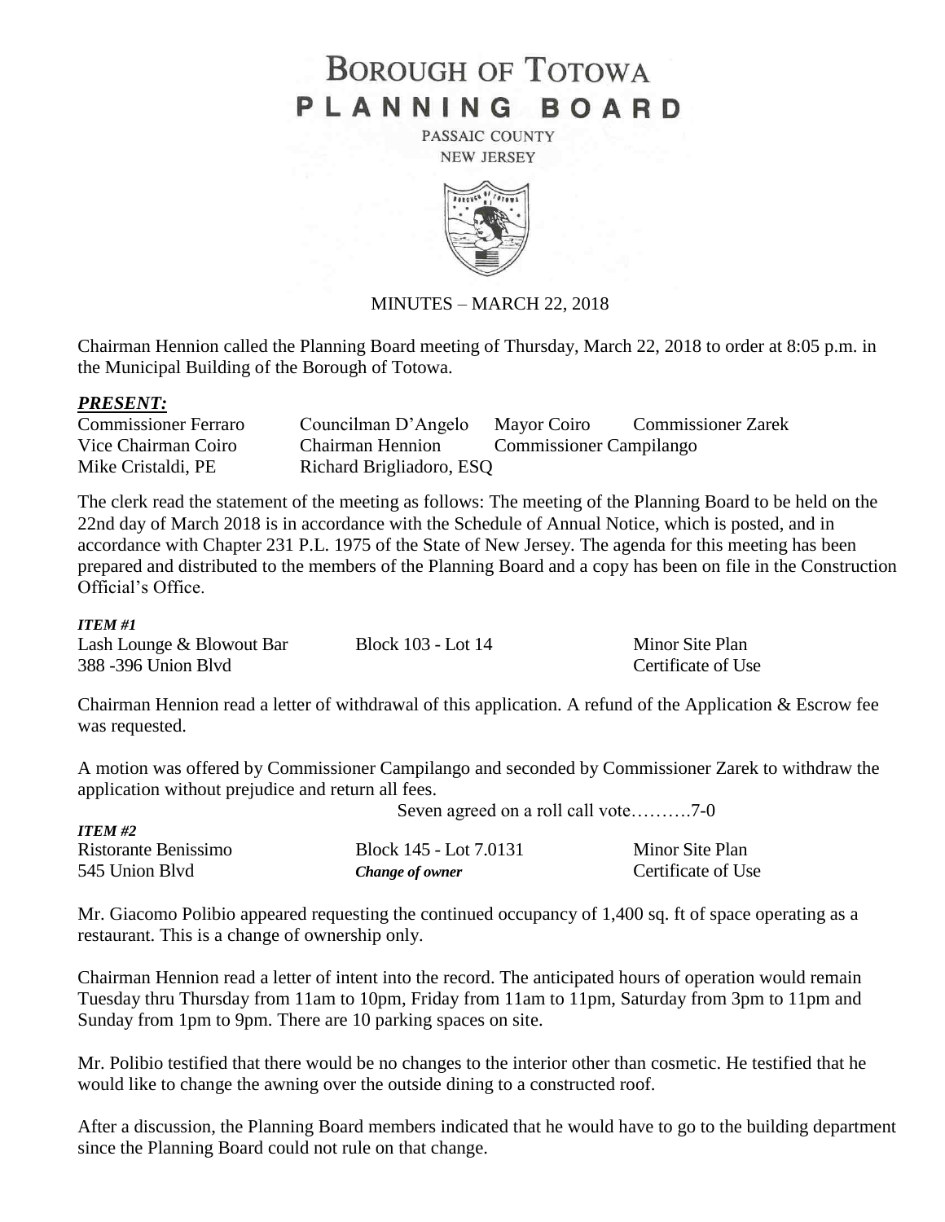# BOROUGH OF TOTOWA
# PLANNING BOARD

PASSAIC COUNTY
NEW JERSEY

MINUTES – MARCH 22, 2018

Chairman Hennion called the Planning Board meeting of Thursday, March 22, 2018 to order at 8:05 p.m. in the Municipal Building of the Borough of Totowa.

***PRESENT:***

| | | | |
|---|---|---|---|
| Commissioner Ferraro | Councilman D'Angelo | Mayor Coiro | Commissioner Zarek |
| Vice Chairman Coiro | Chairman Hennion | Commissioner Campilango | |
| Mike Cristaldi, PE | Richard Brigliadoro, ESQ | | |

The clerk read the statement of the meeting as follows: The meeting of the Planning Board to be held on the 22nd day of March 2018 is in accordance with the Schedule of Annual Notice, which is posted, and in accordance with Chapter 231 P.L. 1975 of the State of New Jersey. The agenda for this meeting has been prepared and distributed to the members of the Planning Board and a copy has been on file in the Construction Official's Office.

***ITEM #1***

| | | |
|---|---|---|
| Lash Lounge & Blowout Bar | Block 103 - Lot 14 | Minor Site Plan |
| 388 -396 Union Blvd | | Certificate of Use |

Chairman Hennion read a letter of withdrawal of this application. A refund of the Application & Escrow fee was requested.

A motion was offered by Commissioner Campilango and seconded by Commissioner Zarek to withdraw the application without prejudice and return all fees.

Seven agreed on a roll call vote……….7-0

***ITEM #2***

| | | |
|---|---|---|
| Ristorante Benissimo | Block 145 - Lot 7.0131 | Minor Site Plan |
| 545 Union Blvd | ***Change of owner*** | Certificate of Use |

Mr. Giacomo Polibio appeared requesting the continued occupancy of 1,400 sq. ft of space operating as a restaurant. This is a change of ownership only.

Chairman Hennion read a letter of intent into the record. The anticipated hours of operation would remain Tuesday thru Thursday from 11am to 10pm, Friday from 11am to 11pm, Saturday from 3pm to 11pm and Sunday from 1pm to 9pm. There are 10 parking spaces on site.

Mr. Polibio testified that there would be no changes to the interior other than cosmetic. He testified that he would like to change the awning over the outside dining to a constructed roof.

After a discussion, the Planning Board members indicated that he would have to go to the building department since the Planning Board could not rule on that change.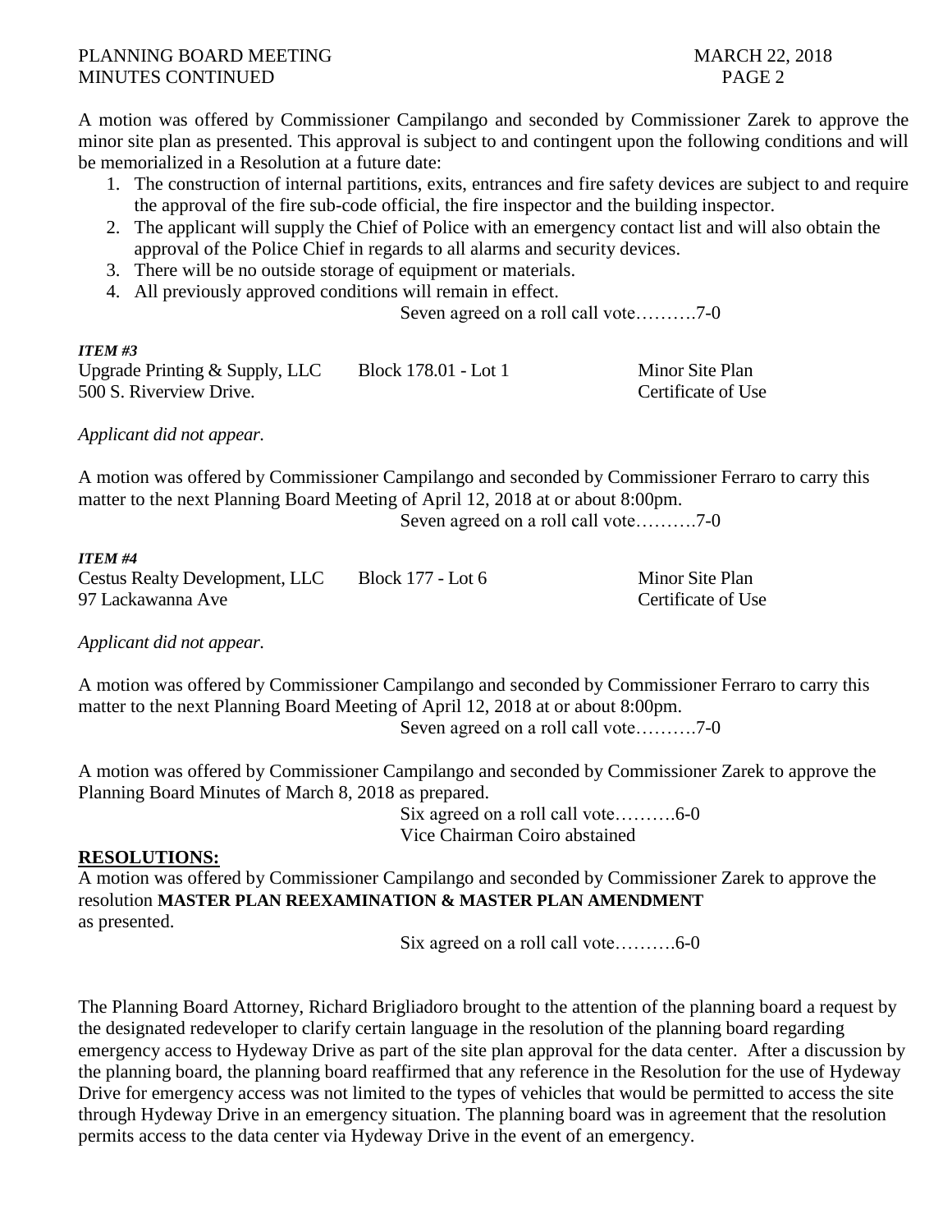A motion was offered by Commissioner Campilango and seconded by Commissioner Zarek to approve the minor site plan as presented. This approval is subject to and contingent upon the following conditions and will be memorialized in a Resolution at a future date:

1. The construction of internal partitions, exits, entrances and fire safety devices are subject to and require the approval of the fire sub-code official, the fire inspector and the building inspector.
2. The applicant will supply the Chief of Police with an emergency contact list and will also obtain the approval of the Police Chief in regards to all alarms and security devices.
3. There will be no outside storage of equipment or materials.
4. All previously approved conditions will remain in effect.

Seven agreed on a roll call vote……….7-0

***ITEM #3***

Upgrade Printing & Supply, LLC — Block 178.01 - Lot 1 — Minor Site Plan
500 S. Riverview Drive. — Certificate of Use

*Applicant did not appear.*

A motion was offered by Commissioner Campilango and seconded by Commissioner Ferraro to carry this matter to the next Planning Board Meeting of April 12, 2018 at or about 8:00pm.

Seven agreed on a roll call vote……….7-0

***ITEM #4***

Cestus Realty Development, LLC — Block 177 - Lot 6 — Minor Site Plan
97 Lackawanna Ave — Certificate of Use

*Applicant did not appear.*

A motion was offered by Commissioner Campilango and seconded by Commissioner Ferraro to carry this matter to the next Planning Board Meeting of April 12, 2018 at or about 8:00pm.

Seven agreed on a roll call vote……….7-0

A motion was offered by Commissioner Campilango and seconded by Commissioner Zarek to approve the Planning Board Minutes of March 8, 2018 as prepared.

Six agreed on a roll call vote……….6-0
Vice Chairman Coiro abstained

## RESOLUTIONS:

A motion was offered by Commissioner Campilango and seconded by Commissioner Zarek to approve the resolution **MASTER PLAN REEXAMINATION & MASTER PLAN AMENDMENT** as presented.

Six agreed on a roll call vote……….6-0

The Planning Board Attorney, Richard Brigliadoro brought to the attention of the planning board a request by the designated redeveloper to clarify certain language in the resolution of the planning board regarding emergency access to Hydeway Drive as part of the site plan approval for the data center. After a discussion by the planning board, the planning board reaffirmed that any reference in the Resolution for the use of Hydeway Drive for emergency access was not limited to the types of vehicles that would be permitted to access the site through Hydeway Drive in an emergency situation. The planning board was in agreement that the resolution permits access to the data center via Hydeway Drive in the event of an emergency.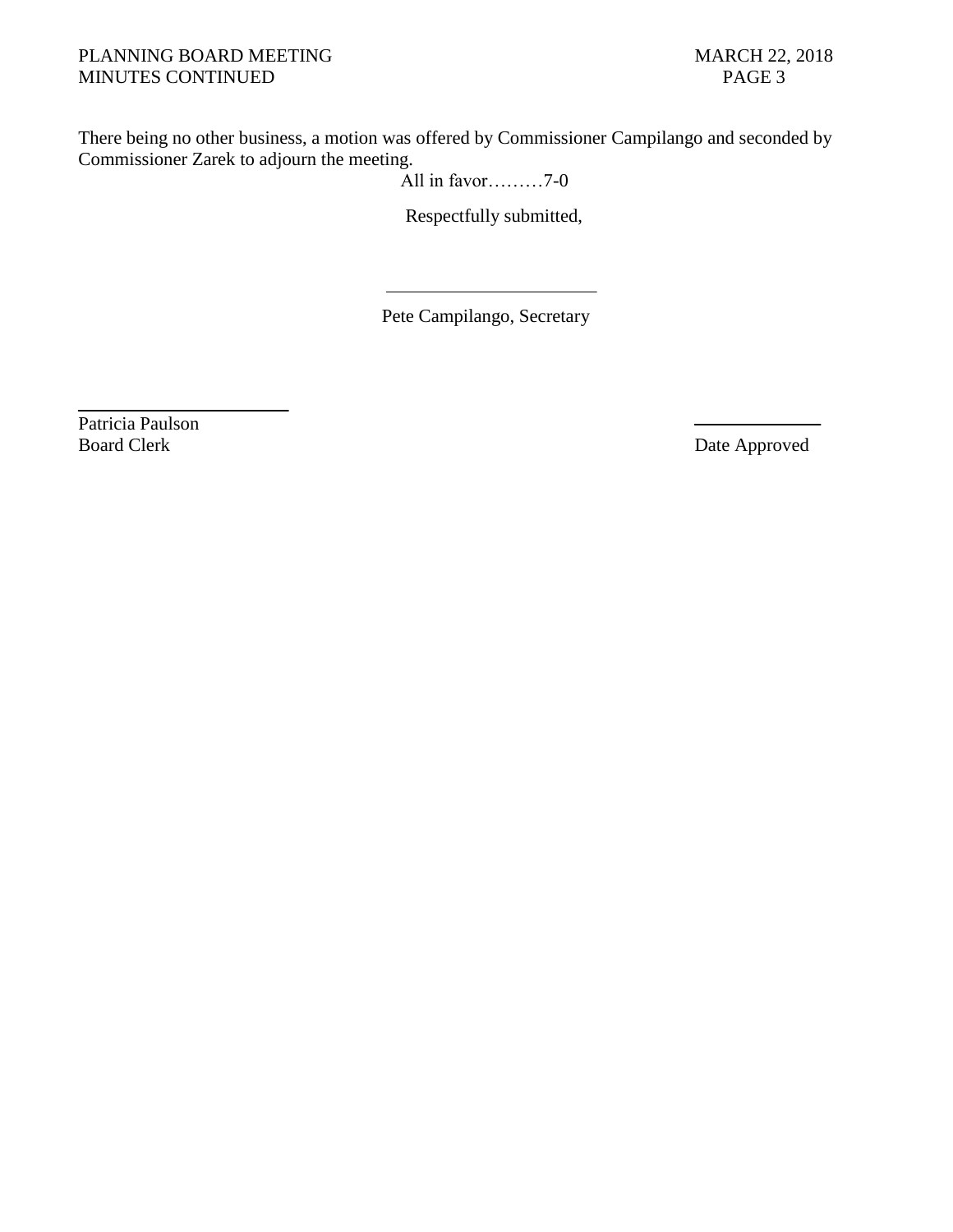There being no other business, a motion was offered by Commissioner Campilango and seconded by Commissioner Zarek to adjourn the meeting.

All in favor………7-0

Respectfully submitted,

\_\_\_\_\_\_\_\_\_\_\_\_\_\_\_\_\_\_\_\_\_\_\_\_

Pete Campilango, Secretary

\_\_\_\_\_\_\_\_\_\_\_\_\_\_\_\_\_\_\_\_\_\_\_\_

Patricia Paulson
Board Clerk

\_\_\_\_\_\_\_\_\_\_\_\_\_\_

Date Approved